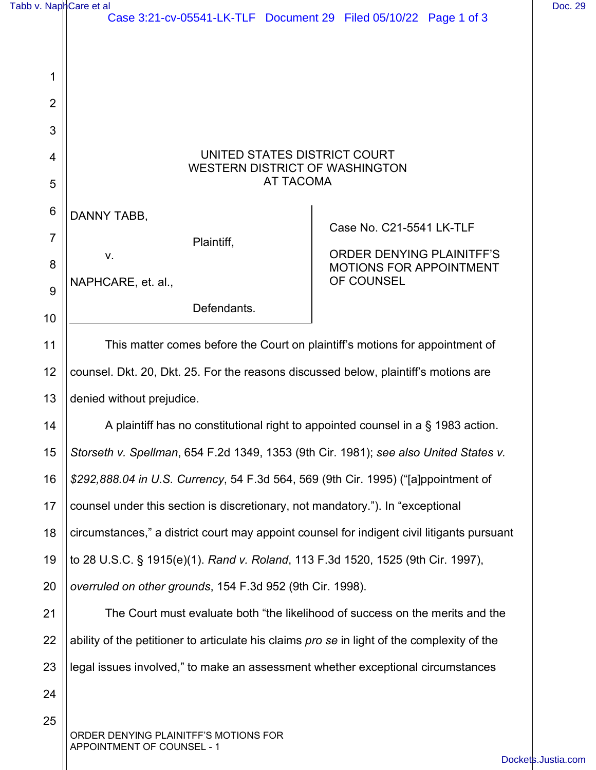UNITED STATES DISTRICT COURT
WESTERN DISTRICT OF WASHINGTON
AT TACOMA

DANNY TABB,

Plaintiff,

v.

NAPHCARE, et. al.,

Defendants.

Case No. C21-5541 LK-TLF

ORDER DENYING PLAINITFF'S MOTIONS FOR APPOINTMENT OF COUNSEL

This matter comes before the Court on plaintiff's motions for appointment of counsel. Dkt. 20, Dkt. 25. For the reasons discussed below, plaintiff's motions are denied without prejudice.

A plaintiff has no constitutional right to appointed counsel in a § 1983 action. *Storseth v. Spellman*, 654 F.2d 1349, 1353 (9th Cir. 1981); *see also United States v. $292,888.04 in U.S. Currency*, 54 F.3d 564, 569 (9th Cir. 1995) ("[a]ppointment of counsel under this section is discretionary, not mandatory."). In "exceptional circumstances," a district court may appoint counsel for indigent civil litigants pursuant to 28 U.S.C. § 1915(e)(1). *Rand v. Roland*, 113 F.3d 1520, 1525 (9th Cir. 1997), *overruled on other grounds*, 154 F.3d 952 (9th Cir. 1998).

The Court must evaluate both "the likelihood of success on the merits and the ability of the petitioner to articulate his claims *pro se* in light of the complexity of the legal issues involved," to make an assessment whether exceptional circumstances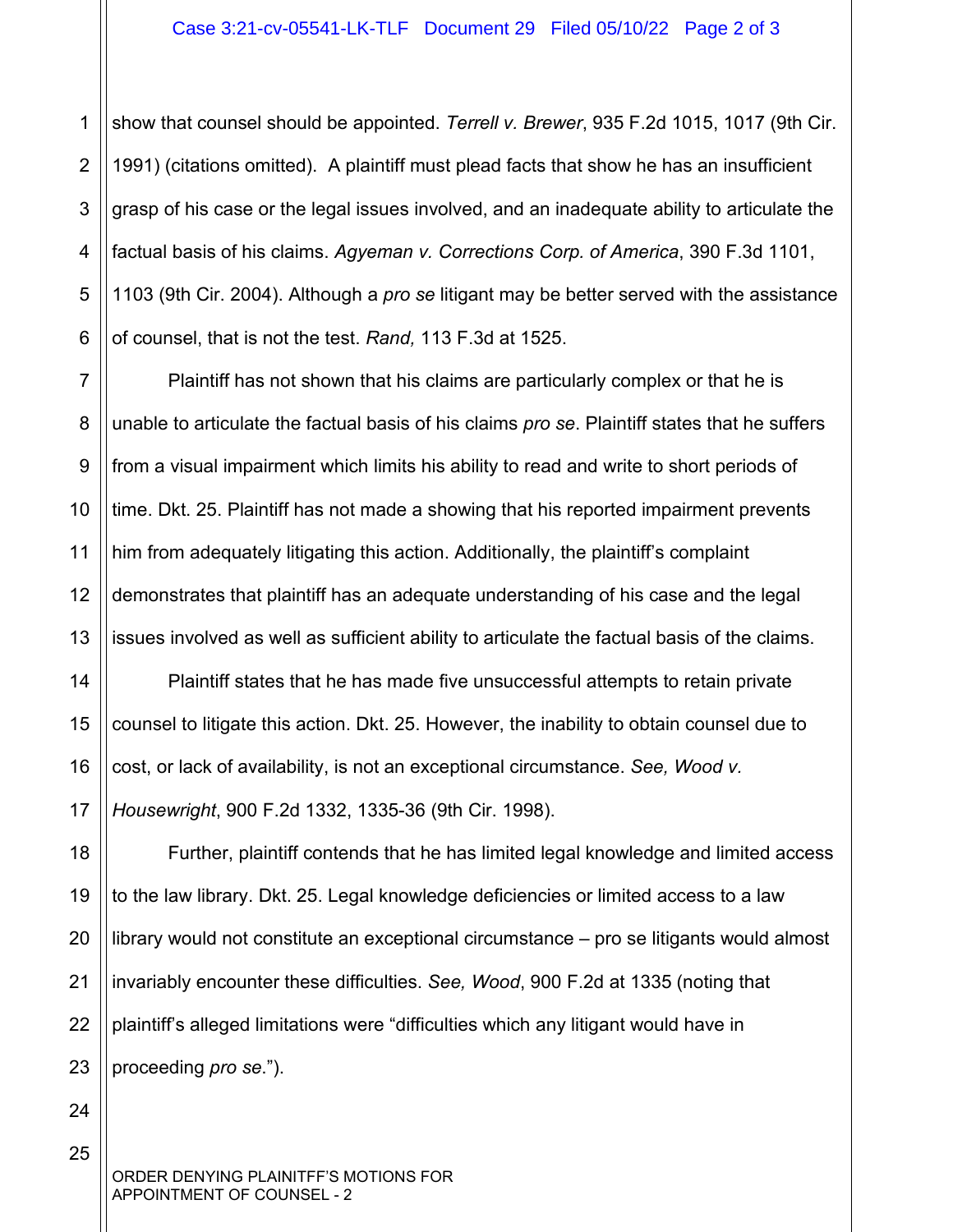show that counsel should be appointed. *Terrell v. Brewer*, 935 F.2d 1015, 1017 (9th Cir. 1991) (citations omitted). A plaintiff must plead facts that show he has an insufficient grasp of his case or the legal issues involved, and an inadequate ability to articulate the factual basis of his claims. *Agyeman v. Corrections Corp. of America*, 390 F.3d 1101, 1103 (9th Cir. 2004). Although a *pro se* litigant may be better served with the assistance of counsel, that is not the test. *Rand,* 113 F.3d at 1525.

Plaintiff has not shown that his claims are particularly complex or that he is unable to articulate the factual basis of his claims *pro se*. Plaintiff states that he suffers from a visual impairment which limits his ability to read and write to short periods of time. Dkt. 25. Plaintiff has not made a showing that his reported impairment prevents him from adequately litigating this action. Additionally, the plaintiff's complaint demonstrates that plaintiff has an adequate understanding of his case and the legal issues involved as well as sufficient ability to articulate the factual basis of the claims.

Plaintiff states that he has made five unsuccessful attempts to retain private counsel to litigate this action. Dkt. 25. However, the inability to obtain counsel due to cost, or lack of availability, is not an exceptional circumstance. *See, Wood v. Housewright*, 900 F.2d 1332, 1335-36 (9th Cir. 1998).

Further, plaintiff contends that he has limited legal knowledge and limited access to the law library. Dkt. 25. Legal knowledge deficiencies or limited access to a law library would not constitute an exceptional circumstance – pro se litigants would almost invariably encounter these difficulties. *See, Wood*, 900 F.2d at 1335 (noting that plaintiff's alleged limitations were "difficulties which any litigant would have in proceeding *pro se*.").

ORDER DENYING PLAINITFF'S MOTIONS FOR APPOINTMENT OF COUNSEL - 2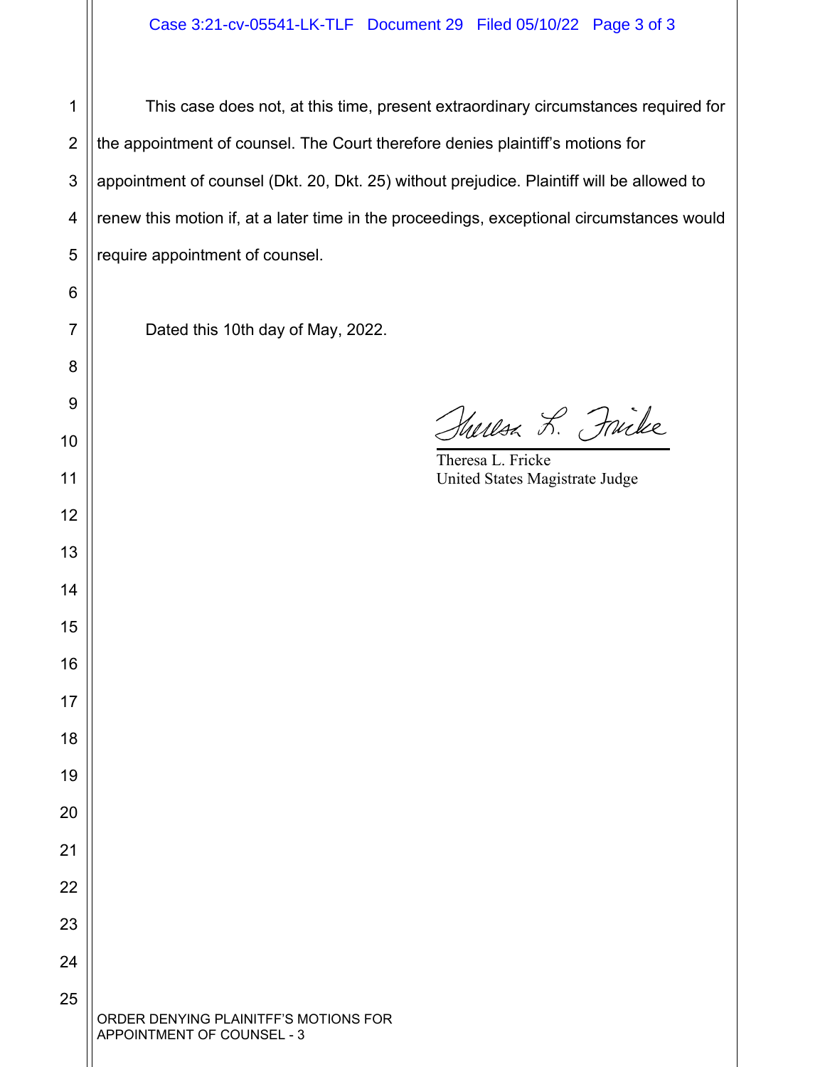This case does not, at this time, present extraordinary circumstances required for the appointment of counsel. The Court therefore denies plaintiff's motions for appointment of counsel (Dkt. 20, Dkt. 25) without prejudice. Plaintiff will be allowed to renew this motion if, at a later time in the proceedings, exceptional circumstances would require appointment of counsel.

Dated this 10th day of May, 2022.

Theresa L. Fricke
United States Magistrate Judge

ORDER DENYING PLAINITFF'S MOTIONS FOR APPOINTMENT OF COUNSEL - 3